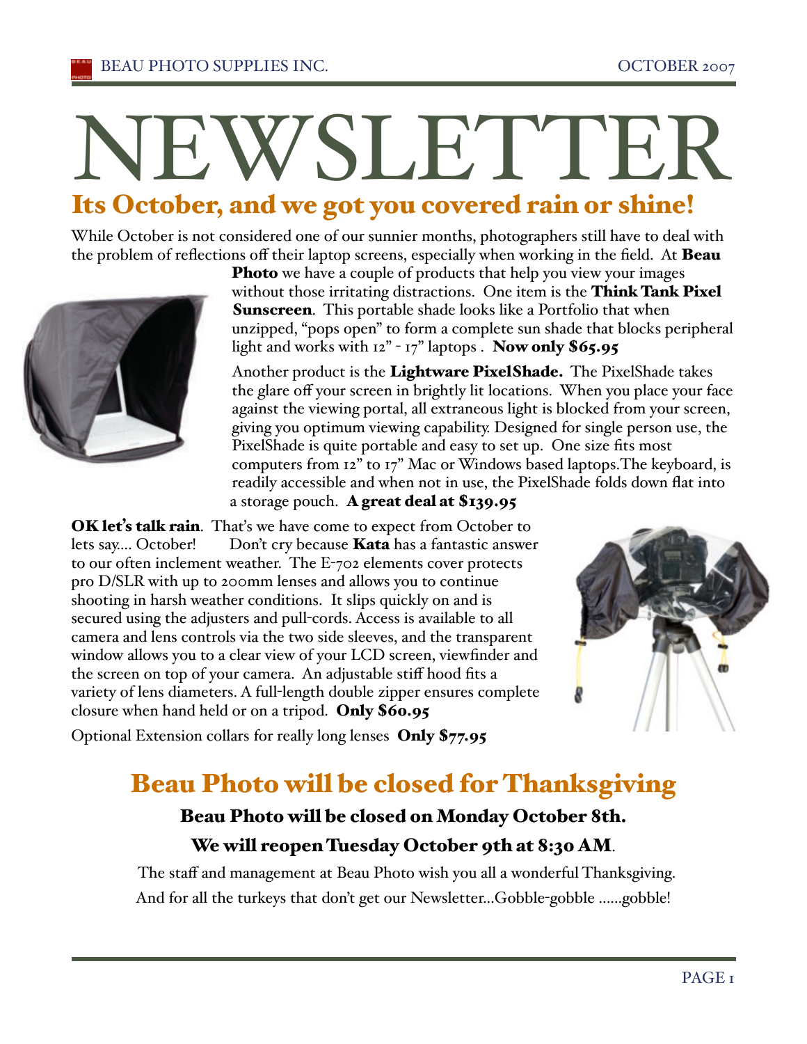# NEWSLETTER

## Its October, and we got you covered rain or shine!

While October is not considered one of our sunnier months, photographers still have to deal with the problem of reflections off their laptop screens, especially when working in the field. At **Beau Photo** we have a couple of products that help you view your images without those irritating distractions. One item is the **Think Tank Pixel Sunscreen**. This portable shade looks like a Portfolio that when unzipped, "pops open" to form a complete sun shade that blocks peripheral light and works with 12" - 17" laptops . **Now only $65.95**

Another product is the **Lightware PixelShade.** The PixelShade takes the glare off your screen in brightly lit locations. When you place your face against the viewing portal, all extraneous light is blocked from your screen, giving you optimum viewing capability. Designed for single person use, the PixelShade is quite portable and easy to set up. One size fits most computers from 12" to 17" Mac or Windows based laptops.The keyboard, is readily accessible and when not in use, the PixelShade folds down flat into a storage pouch. **A great deal at $139.95**

**OK let's talk rain**. That's we have come to expect from October to lets say.... October! Don't cry because **Kata** has a fantastic answer to our often inclement weather. The E-702 elements cover protects pro D/SLR with up to 200mm lenses and allows you to continue shooting in harsh weather conditions. It slips quickly on and is secured using the adjusters and pull-cords. Access is available to all camera and lens controls via the two side sleeves, and the transparent window allows you to a clear view of your LCD screen, viewfinder and the screen on top of your camera. An adjustable stiff hood fits a variety of lens diameters. A full-length double zipper ensures complete closure when hand held or on a tripod. **Only $60.95**

Optional Extension collars for really long lenses **Only $77.95**

## Beau Photo will be closed for Thanksgiving

**Beau Photo will be closed on Monday October 8th.**

**We will reopen Tuesday October 9th at 8:30 AM**.

The staff and management at Beau Photo wish you all a wonderful Thanksgiving.

And for all the turkeys that don't get our Newsletter...Gobble-gobble ......gobble!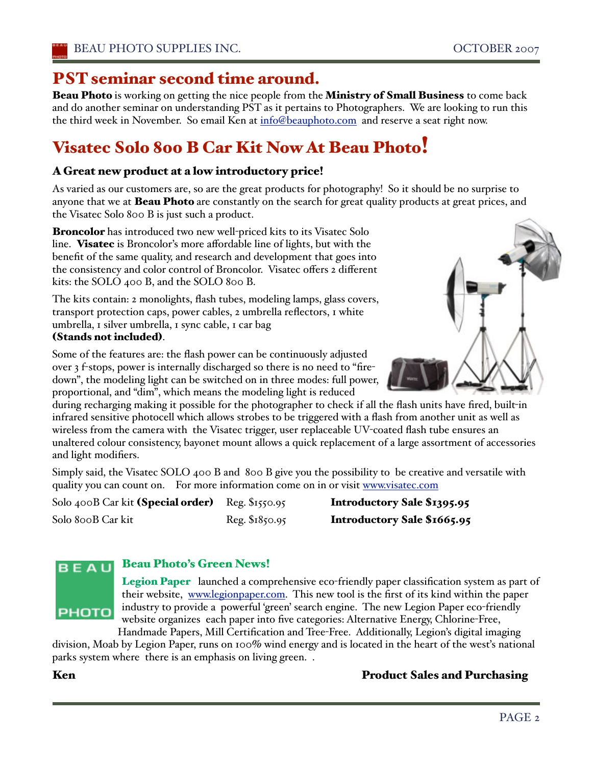## PST seminar second time around.

**Beau Photo** is working on getting the nice people from the **Ministry of Small Business** to come back and do another seminar on understanding PST as it pertains to Photographers. We are looking to run this the third week in November. So email Ken at info@beauphoto.com and reserve a seat right now.

## Visatec Solo 800 B Car Kit Now At Beau Photo!

### A Great new product at a low introductory price!

As varied as our customers are, so are the great products for photography! So it should be no surprise to anyone that we at **Beau Photo** are constantly on the search for great quality products at great prices, and the Visatec Solo 800 B is just such a product.

**Broncolor** has introduced two new well-priced kits to its Visatec Solo line. **Visatec** is Broncolor's more affordable line of lights, but with the benefit of the same quality, and research and development that goes into the consistency and color control of Broncolor. Visatec offers 2 different kits: the SOLO 400 B, and the SOLO 800 B.

The kits contain: 2 monolights, flash tubes, modeling lamps, glass covers, transport protection caps, power cables, 2 umbrella reflectors, 1 white umbrella, 1 silver umbrella, 1 sync cable, 1 car bag **(Stands not included)**.

Some of the features are: the flash power can be continuously adjusted over 3 f-stops, power is internally discharged so there is no need to "fire-down", the modeling light can be switched on in three modes: full power, proportional, and "dim", which means the modeling light is reduced during recharging making it possible for the photographer to check if all the flash units have fired, built-in infrared sensitive photocell which allows strobes to be triggered with a flash from another unit as well as wireless from the camera with the Visatec trigger, user replaceable UV-coated flash tube ensures an unaltered colour consistency, bayonet mount allows a quick replacement of a large assortment of accessories and light modifiers.

Simply said, the Visatec SOLO 400 B and 800 B give you the possibility to be creative and versatile with quality you can count on. For more information come on in or visit www.visatec.com

| | | |
|---|---|---|
| Solo 400B Car kit **(Special order)** | Reg. $1550.95 | **Introductory Sale $1395.95** |
| Solo 800B Car kit | Reg. $1850.95 | **Introductory Sale $1665.95** |

### Beau Photo's Green News!

**Legion Paper** launched a comprehensive eco-friendly paper classification system as part of their website, www.legionpaper.com. This new tool is the first of its kind within the paper industry to provide a powerful 'green' search engine. The new Legion Paper eco-friendly website organizes each paper into five categories: Alternative Energy, Chlorine-Free, Handmade Papers, Mill Certification and Tree-Free. Additionally, Legion's digital imaging division, Moab by Legion Paper, runs on 100% wind energy and is located in the heart of the west's national parks system where there is an emphasis on living green. .

**Ken** **Product Sales and Purchasing**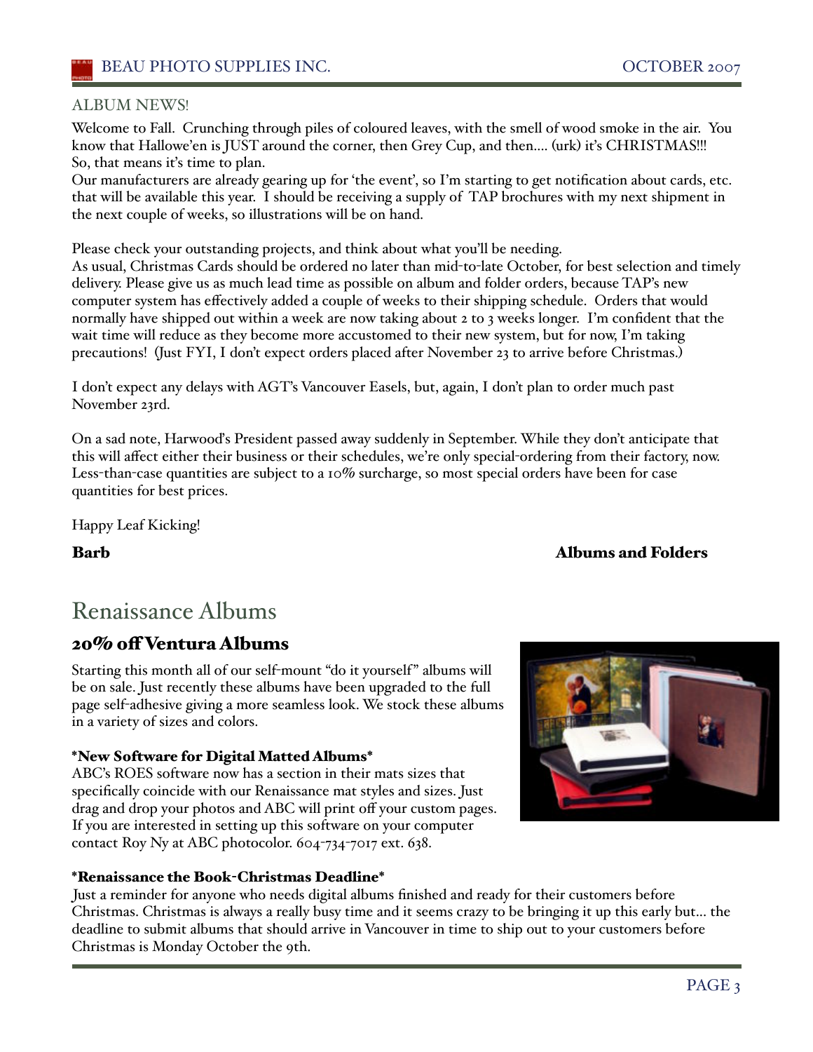## ALBUM NEWS!

Welcome to Fall. Crunching through piles of coloured leaves, with the smell of wood smoke in the air. You know that Hallowe'en is JUST around the corner, then Grey Cup, and then.... (urk) it's CHRISTMAS!!! So, that means it's time to plan.

Our manufacturers are already gearing up for 'the event', so I'm starting to get notification about cards, etc. that will be available this year. I should be receiving a supply of TAP brochures with my next shipment in the next couple of weeks, so illustrations will be on hand.

Please check your outstanding projects, and think about what you'll be needing.

As usual, Christmas Cards should be ordered no later than mid-to-late October, for best selection and timely delivery. Please give us as much lead time as possible on album and folder orders, because TAP's new computer system has effectively added a couple of weeks to their shipping schedule. Orders that would normally have shipped out within a week are now taking about 2 to 3 weeks longer. I'm confident that the wait time will reduce as they become more accustomed to their new system, but for now, I'm taking precautions! (Just FYI, I don't expect orders placed after November 23 to arrive before Christmas.)

I don't expect any delays with AGT's Vancouver Easels, but, again, I don't plan to order much past November 23rd.

On a sad note, Harwood's President passed away suddenly in September. While they don't anticipate that this will affect either their business or their schedules, we're only special-ordering from their factory, now. Less-than-case quantities are subject to a 10% surcharge, so most special orders have been for case quantities for best prices.

Happy Leaf Kicking!

**Barb** **Albums and Folders**

# Renaissance Albums

## 20% off Ventura Albums

Starting this month all of our self-mount "do it yourself" albums will be on sale. Just recently these albums have been upgraded to the full page self-adhesive giving a more seamless look. We stock these albums in a variety of sizes and colors.

**\*New Software for Digital Matted Albums\***

ABC's ROES software now has a section in their mats sizes that specifically coincide with our Renaissance mat styles and sizes. Just drag and drop your photos and ABC will print off your custom pages. If you are interested in setting up this software on your computer contact Roy Ny at ABC photocolor. 604-734-7017 ext. 638.

**\*Renaissance the Book-Christmas Deadline\***

Just a reminder for anyone who needs digital albums finished and ready for their customers before Christmas. Christmas is always a really busy time and it seems crazy to be bringing it up this early but... the deadline to submit albums that should arrive in Vancouver in time to ship out to your customers before Christmas is Monday October the 9th.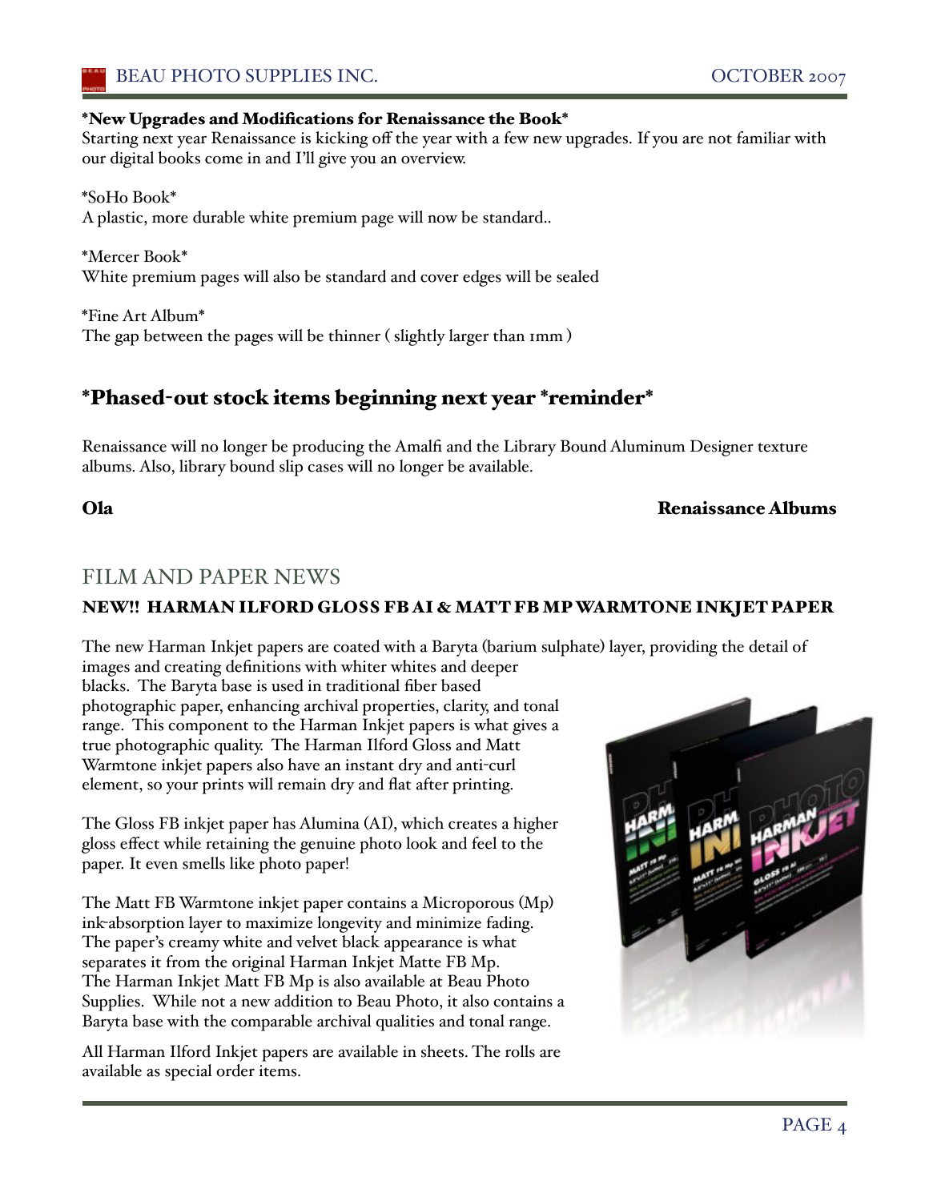**\*New Upgrades and Modifications for Renaissance the Book\***

Starting next year Renaissance is kicking off the year with a few new upgrades. If you are not familiar with our digital books come in and I'll give you an overview.

\*SoHo Book\*
A plastic, more durable white premium page will now be standard..

\*Mercer Book\*
White premium pages will also be standard and cover edges will be sealed

\*Fine Art Album\*
The gap between the pages will be thinner ( slightly larger than 1mm )

## \*Phased-out stock items beginning next year \*reminder\*

Renaissance will no longer be producing the Amalfi and the Library Bound Aluminum Designer texture albums. Also, library bound slip cases will no longer be available.

**Ola** **Renaissance Albums**

## FILM AND PAPER NEWS

### NEW!! HARMAN ILFORD GLOSS FB AI & MATT FB MP WARMTONE INKJET PAPER

The new Harman Inkjet papers are coated with a Baryta (barium sulphate) layer, providing the detail of images and creating definitions with whiter whites and deeper blacks. The Baryta base is used in traditional fiber based photographic paper, enhancing archival properties, clarity, and tonal range. This component to the Harman Inkjet papers is what gives a true photographic quality. The Harman Ilford Gloss and Matt Warmtone inkjet papers also have an instant dry and anti-curl element, so your prints will remain dry and flat after printing.

The Gloss FB inkjet paper has Alumina (AI), which creates a higher gloss effect while retaining the genuine photo look and feel to the paper. It even smells like photo paper!

The Matt FB Warmtone inkjet paper contains a Microporous (Mp) ink-absorption layer to maximize longevity and minimize fading. The paper's creamy white and velvet black appearance is what separates it from the original Harman Inkjet Matte FB Mp. The Harman Inkjet Matt FB Mp is also available at Beau Photo Supplies. While not a new addition to Beau Photo, it also contains a Baryta base with the comparable archival qualities and tonal range.

All Harman Ilford Inkjet papers are available in sheets. The rolls are available as special order items.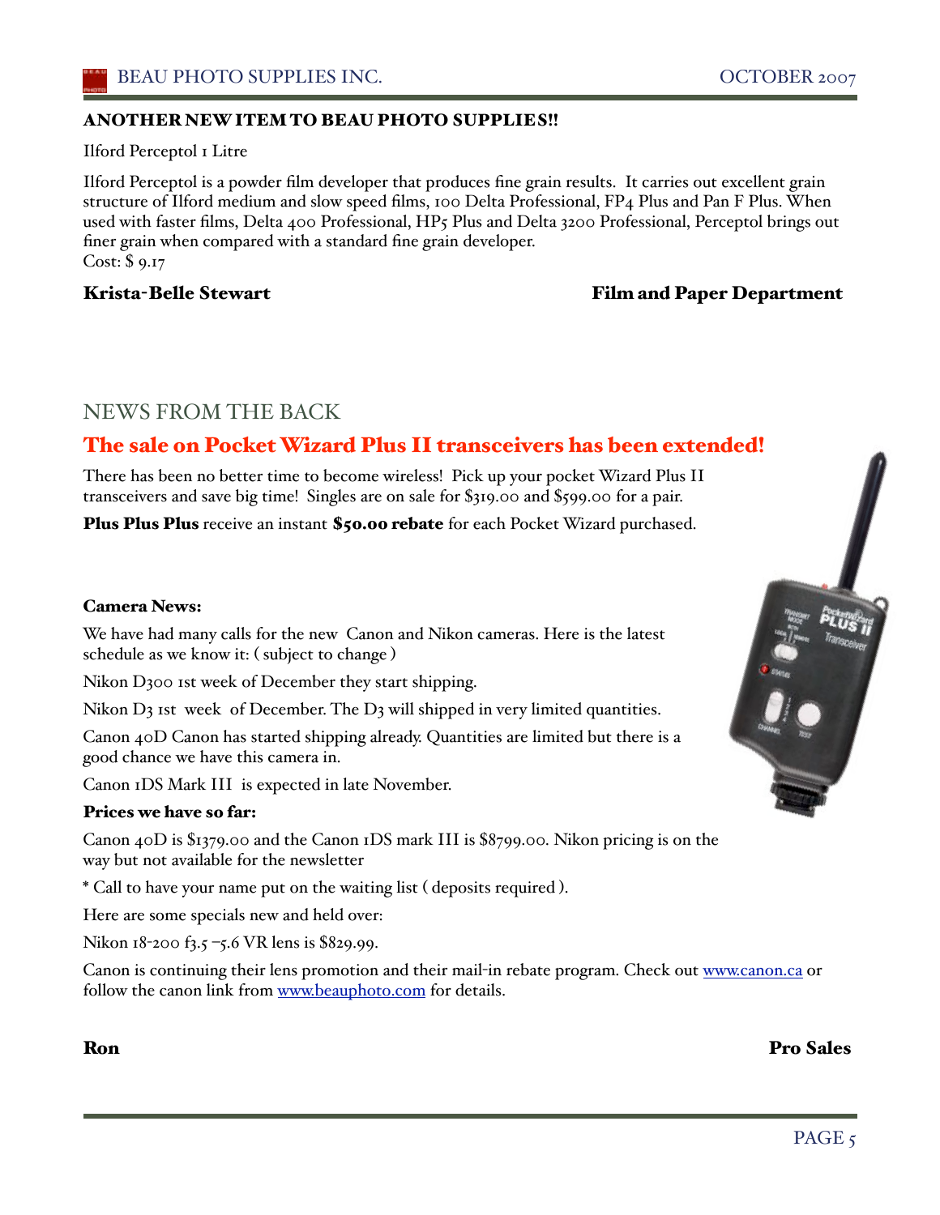## ANOTHER NEW ITEM TO BEAU PHOTO SUPPLIES!!

Ilford Perceptol 1 Litre

Ilford Perceptol is a powder film developer that produces fine grain results. It carries out excellent grain structure of Ilford medium and slow speed films, 100 Delta Professional, FP4 Plus and Pan F Plus. When used with faster films, Delta 400 Professional, HP5 Plus and Delta 3200 Professional, Perceptol brings out finer grain when compared with a standard fine grain developer.
Cost: $ 9.17

**Krista-Belle Stewart** **Film and Paper Department**

# NEWS FROM THE BACK

## The sale on Pocket Wizard Plus II transceivers has been extended!

There has been no better time to become wireless! Pick up your pocket Wizard Plus II transceivers and save big time! Singles are on sale for $319.00 and $599.00 for a pair.

**Plus Plus Plus** receive an instant **$50.00 rebate** for each Pocket Wizard purchased.

**Camera News:**

We have had many calls for the new Canon and Nikon cameras. Here is the latest schedule as we know it: ( subject to change )

Nikon D300 1st week of December they start shipping.

Nikon D3 1st week of December. The D3 will shipped in very limited quantities.

Canon 40D Canon has started shipping already. Quantities are limited but there is a good chance we have this camera in.

Canon 1DS Mark III is expected in late November.

**Prices we have so far:**

Canon 40D is $1379.00 and the Canon 1DS mark III is $8799.00. Nikon pricing is on the way but not available for the newsletter

* Call to have your name put on the waiting list ( deposits required ).

Here are some specials new and held over:

Nikon 18-200 f3.5 –5.6 VR lens is $829.99.

Canon is continuing their lens promotion and their mail-in rebate program. Check out www.canon.ca or follow the canon link from www.beauphoto.com for details.

**Ron** **Pro Sales**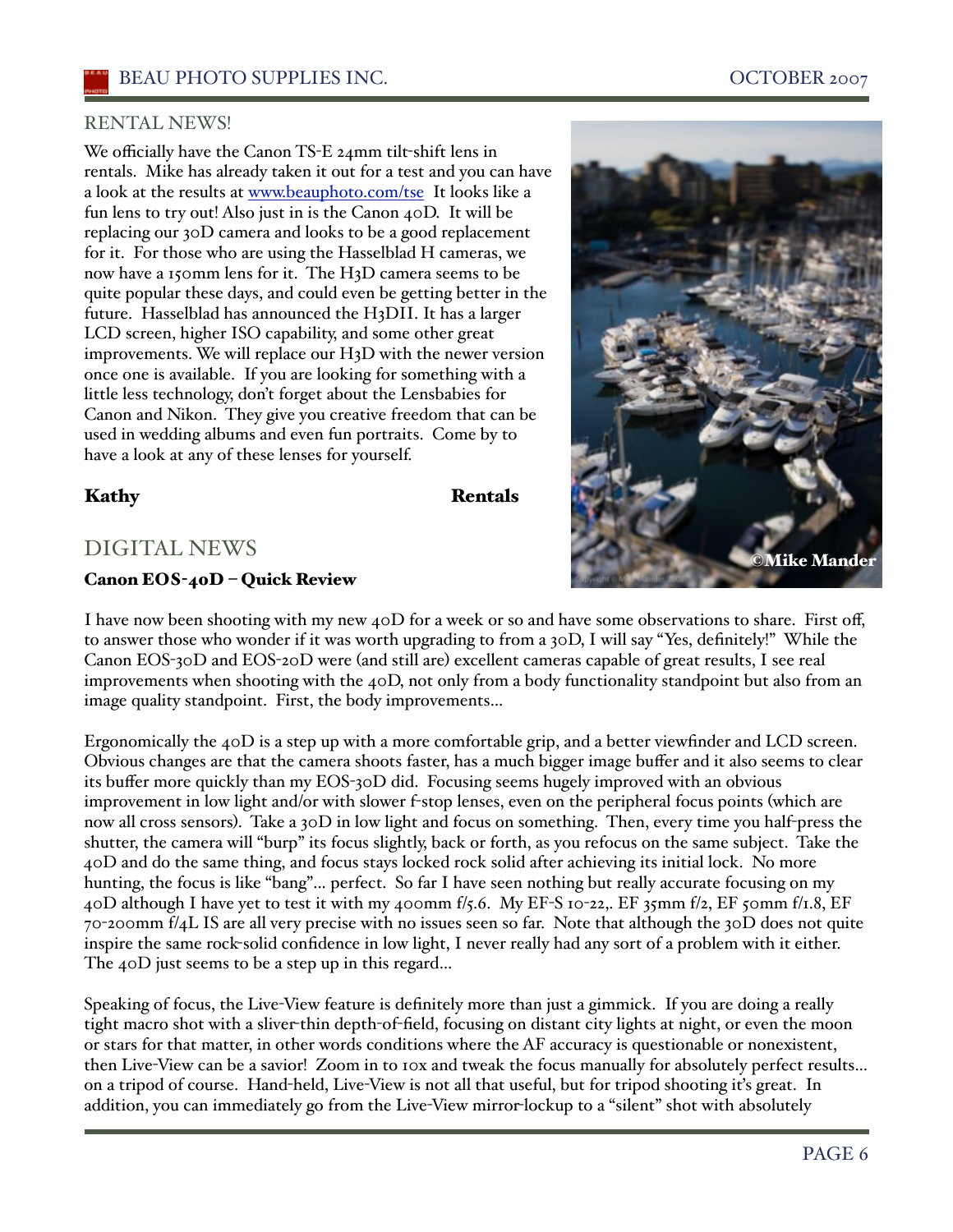## RENTAL NEWS!

We officially have the Canon TS-E 24mm tilt-shift lens in rentals. Mike has already taken it out for a test and you can have a look at the results at [www.beauphoto.com/tse](www.beauphoto.com/tse) It looks like a fun lens to try out! Also just in is the Canon 40D. It will be replacing our 30D camera and looks to be a good replacement for it. For those who are using the Hasselblad H cameras, we now have a 150mm lens for it. The H3D camera seems to be quite popular these days, and could even be getting better in the future. Hasselblad has announced the H3DII. It has a larger LCD screen, higher ISO capability, and some other great improvements. We will replace our H3D with the newer version once one is available. If you are looking for something with a little less technology, don't forget about the Lensbabies for Canon and Nikon. They give you creative freedom that can be used in wedding albums and even fun portraits. Come by to have a look at any of these lenses for yourself.

**Kathy** **Rentals**

©Mike Mander

## DIGITAL NEWS

### Canon EOS-40D – Quick Review

I have now been shooting with my new 40D for a week or so and have some observations to share. First off, to answer those who wonder if it was worth upgrading to from a 30D, I will say "Yes, definitely!" While the Canon EOS-30D and EOS-20D were (and still are) excellent cameras capable of great results, I see real improvements when shooting with the 40D, not only from a body functionality standpoint but also from an image quality standpoint. First, the body improvements…

Ergonomically the 40D is a step up with a more comfortable grip, and a better viewfinder and LCD screen. Obvious changes are that the camera shoots faster, has a much bigger image buffer and it also seems to clear its buffer more quickly than my EOS-30D did. Focusing seems hugely improved with an obvious improvement in low light and/or with slower f-stop lenses, even on the peripheral focus points (which are now all cross sensors). Take a 30D in low light and focus on something. Then, every time you half-press the shutter, the camera will "burp" its focus slightly, back or forth, as you refocus on the same subject. Take the 40D and do the same thing, and focus stays locked rock solid after achieving its initial lock. No more hunting, the focus is like "bang"… perfect. So far I have seen nothing but really accurate focusing on my 40D although I have yet to test it with my 400mm f/5.6. My EF-S 10-22,. EF 35mm f/2, EF 50mm f/1.8, EF 70-200mm f/4L IS are all very precise with no issues seen so far. Note that although the 30D does not quite inspire the same rock-solid confidence in low light, I never really had any sort of a problem with it either. The 40D just seems to be a step up in this regard…

Speaking of focus, the Live-View feature is definitely more than just a gimmick. If you are doing a really tight macro shot with a sliver-thin depth-of-field, focusing on distant city lights at night, or even the moon or stars for that matter, in other words conditions where the AF accuracy is questionable or nonexistent, then Live-View can be a savior! Zoom in to 10x and tweak the focus manually for absolutely perfect results… on a tripod of course. Hand-held, Live-View is not all that useful, but for tripod shooting it's great. In addition, you can immediately go from the Live-View mirror-lockup to a "silent" shot with absolutely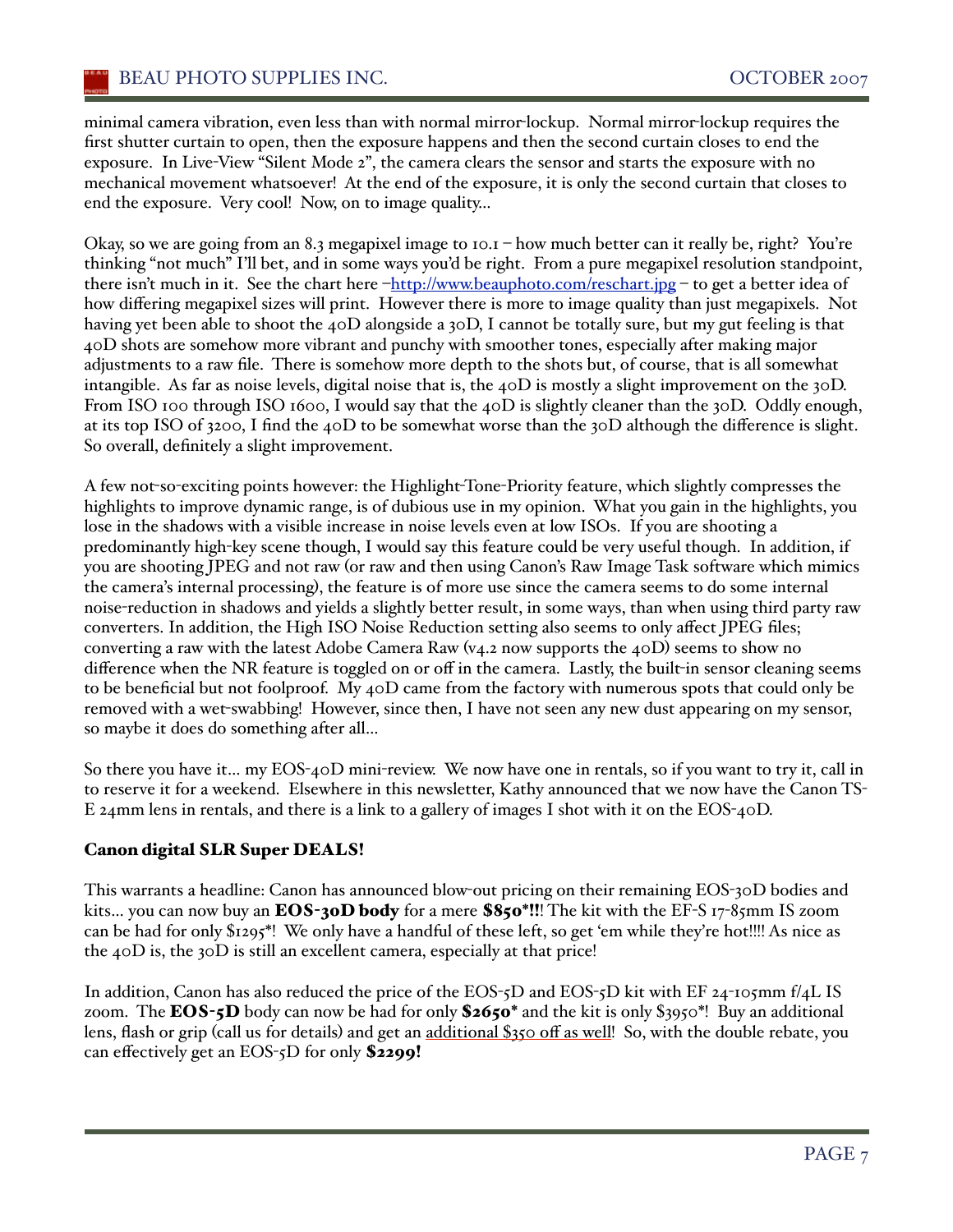minimal camera vibration, even less than with normal mirror-lockup. Normal mirror-lockup requires the first shutter curtain to open, then the exposure happens and then the second curtain closes to end the exposure. In Live-View "Silent Mode 2", the camera clears the sensor and starts the exposure with no mechanical movement whatsoever! At the end of the exposure, it is only the second curtain that closes to end the exposure. Very cool! Now, on to image quality...

Okay, so we are going from an 8.3 megapixel image to 10.1 – how much better can it really be, right? You're thinking "not much" I'll bet, and in some ways you'd be right. From a pure megapixel resolution standpoint, there isn't much in it. See the chart here –[http://www.beauphoto.com/reschart.jpg](http://www.beauphoto.com/reschart.jpg) – to get a better idea of how differing megapixel sizes will print. However there is more to image quality than just megapixels. Not having yet been able to shoot the 40D alongside a 30D, I cannot be totally sure, but my gut feeling is that 40D shots are somehow more vibrant and punchy with smoother tones, especially after making major adjustments to a raw file. There is somehow more depth to the shots but, of course, that is all somewhat intangible. As far as noise levels, digital noise that is, the 40D is mostly a slight improvement on the 30D. From ISO 100 through ISO 1600, I would say that the 40D is slightly cleaner than the 30D. Oddly enough, at its top ISO of 3200, I find the 40D to be somewhat worse than the 30D although the difference is slight. So overall, definitely a slight improvement.

A few not-so-exciting points however: the Highlight-Tone-Priority feature, which slightly compresses the highlights to improve dynamic range, is of dubious use in my opinion. What you gain in the highlights, you lose in the shadows with a visible increase in noise levels even at low ISOs. If you are shooting a predominantly high-key scene though, I would say this feature could be very useful though. In addition, if you are shooting JPEG and not raw (or raw and then using Canon's Raw Image Task software which mimics the camera's internal processing), the feature is of more use since the camera seems to do some internal noise-reduction in shadows and yields a slightly better result, in some ways, than when using third party raw converters. In addition, the High ISO Noise Reduction setting also seems to only affect JPEG files; converting a raw with the latest Adobe Camera Raw (v4.2 now supports the 40D) seems to show no difference when the NR feature is toggled on or off in the camera. Lastly, the built-in sensor cleaning seems to be beneficial but not foolproof. My 40D came from the factory with numerous spots that could only be removed with a wet-swabbing! However, since then, I have not seen any new dust appearing on my sensor, so maybe it does do something after all...

So there you have it... my EOS-40D mini-review. We now have one in rentals, so if you want to try it, call in to reserve it for a weekend. Elsewhere in this newsletter, Kathy announced that we now have the Canon TS-E 24mm lens in rentals, and there is a link to a gallery of images I shot with it on the EOS-40D.

### Canon digital SLR Super DEALS!

This warrants a headline: Canon has announced blow-out pricing on their remaining EOS-30D bodies and kits... you can now buy an **EOS-30D body** for a mere **$850*!!**! The kit with the EF-S 17-85mm IS zoom can be had for only $1295*! We only have a handful of these left, so get 'em while they're hot!!!! As nice as the 40D is, the 30D is still an excellent camera, especially at that price!

In addition, Canon has also reduced the price of the EOS-5D and EOS-5D kit with EF 24-105mm f/4L IS zoom. The **EOS-5D** body can now be had for only **$2650*** and the kit is only $3950*! Buy an additional lens, flash or grip (call us for details) and get an additional $350 off as well! So, with the double rebate, you can effectively get an EOS-5D for only **$2299!**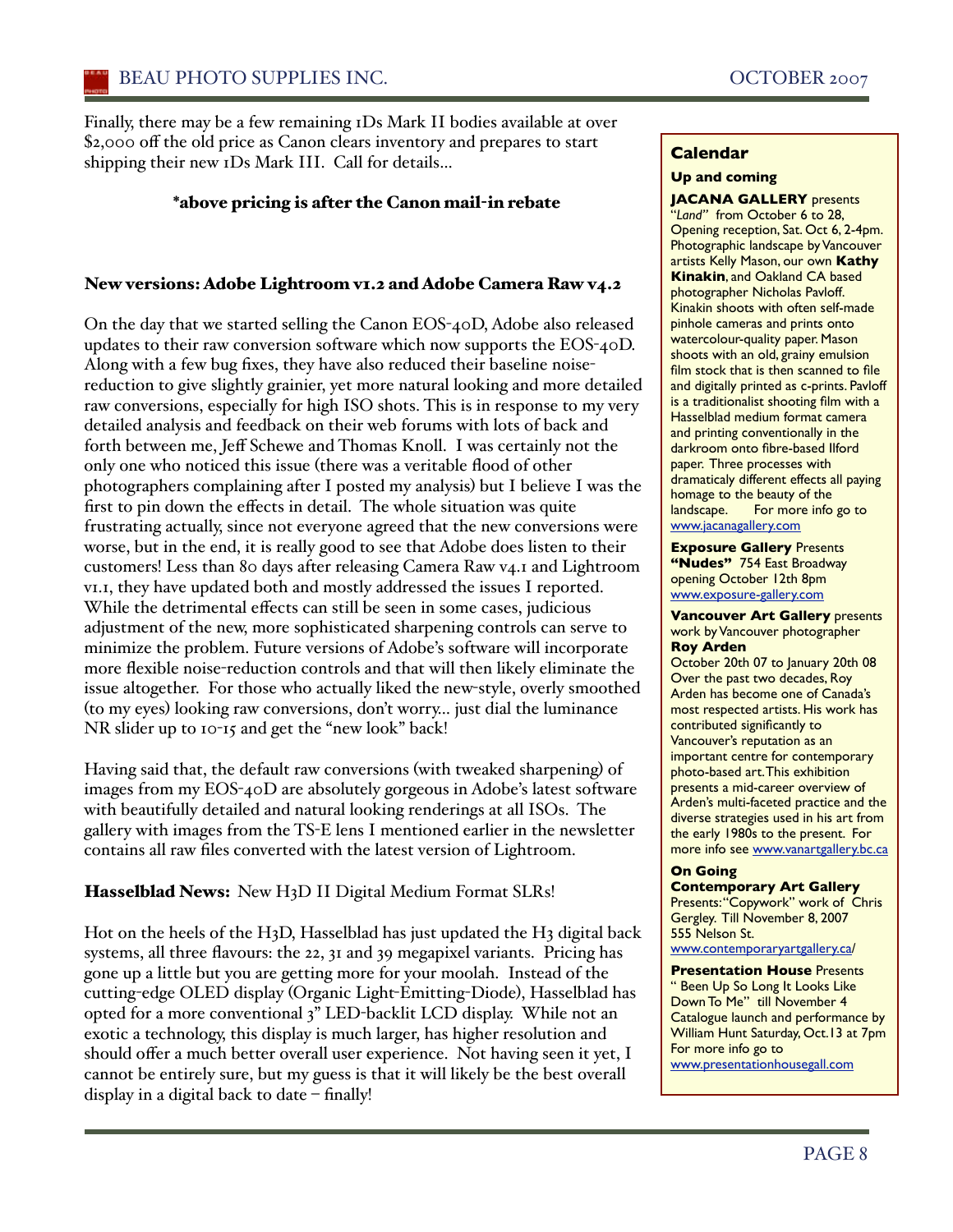Finally, there may be a few remaining 1Ds Mark II bodies available at over $2,000 off the old price as Canon clears inventory and prepares to start shipping their new 1Ds Mark III. Call for details...

**\*above pricing is after the Canon mail-in rebate**

## New versions: Adobe Lightroom v1.2 and Adobe Camera Raw v4.2

On the day that we started selling the Canon EOS-40D, Adobe also released updates to their raw conversion software which now supports the EOS-40D. Along with a few bug fixes, they have also reduced their baseline noise-reduction to give slightly grainier, yet more natural looking and more detailed raw conversions, especially for high ISO shots. This is in response to my very detailed analysis and feedback on their web forums with lots of back and forth between me, Jeff Schewe and Thomas Knoll. I was certainly not the only one who noticed this issue (there was a veritable flood of other photographers complaining after I posted my analysis) but I believe I was the first to pin down the effects in detail. The whole situation was quite frustrating actually, since not everyone agreed that the new conversions were worse, but in the end, it is really good to see that Adobe does listen to their customers! Less than 80 days after releasing Camera Raw v4.1 and Lightroom v1.1, they have updated both and mostly addressed the issues I reported. While the detrimental effects can still be seen in some cases, judicious adjustment of the new, more sophisticated sharpening controls can serve to minimize the problem. Future versions of Adobe's software will incorporate more flexible noise-reduction controls and that will then likely eliminate the issue altogether. For those who actually liked the new-style, overly smoothed (to my eyes) looking raw conversions, don't worry... just dial the luminance NR slider up to 10-15 and get the "new look" back!

Having said that, the default raw conversions (with tweaked sharpening) of images from my EOS-40D are absolutely gorgeous in Adobe's latest software with beautifully detailed and natural looking renderings at all ISOs. The gallery with images from the TS-E lens I mentioned earlier in the newsletter contains all raw files converted with the latest version of Lightroom.

## Hasselblad News: New H3D II Digital Medium Format SLRs!

Hot on the heels of the H3D, Hasselblad has just updated the H3 digital back systems, all three flavours: the 22, 31 and 39 megapixel variants. Pricing has gone up a little but you are getting more for your moolah. Instead of the cutting-edge OLED display (Organic Light-Emitting-Diode), Hasselblad has opted for a more conventional 3" LED-backlit LCD display. While not an exotic a technology, this display is much larger, has higher resolution and should offer a much better overall user experience. Not having seen it yet, I cannot be entirely sure, but my guess is that it will likely be the best overall display in a digital back to date – finally!

## Calendar

### Up and coming

**JACANA GALLERY** presents "*Land*" from October 6 to 28, Opening reception, Sat. Oct 6, 2-4pm. Photographic landscape by Vancouver artists Kelly Mason, our own **Kathy Kinakin**, and Oakland CA based photographer Nicholas Pavloff. Kinakin shoots with often self-made pinhole cameras and prints onto watercolour-quality paper. Mason shoots with an old, grainy emulsion film stock that is then scanned to file and digitally printed as c-prints. Pavloff is a traditionalist shooting film with a Hasselblad medium format camera and printing conventionally in the darkroom onto fibre-based Ilford paper. Three processes with dramaticaly different effects all paying homage to the beauty of the landscape. For more info go to www.jacanagallery.com

**Exposure Gallery** Presents **"Nudes"** 754 East Broadway opening October 12th 8pm www.exposure-gallery.com

**Vancouver Art Gallery** presents work by Vancouver photographer **Roy Arden**
October 20th 07 to January 20th 08
Over the past two decades, Roy Arden has become one of Canada's most respected artists. His work has contributed significantly to Vancouver's reputation as an important centre for contemporary photo-based art. This exhibition presents a mid-career overview of Arden's multi-faceted practice and the diverse strategies used in his art from the early 1980s to the present. For more info see www.vanartgallery.bc.ca

### On Going

**Contemporary Art Gallery**
Presents: "Copywork" work of Chris Gergley. Till November 8, 2007
555 Nelson St.
www.contemporaryartgallery.ca/

**Presentation House** Presents " Been Up So Long It Looks Like Down To Me" till November 4
Catalogue launch and performance by William Hunt Saturday, Oct.13 at 7pm
For more info go to www.presentationhousegall.com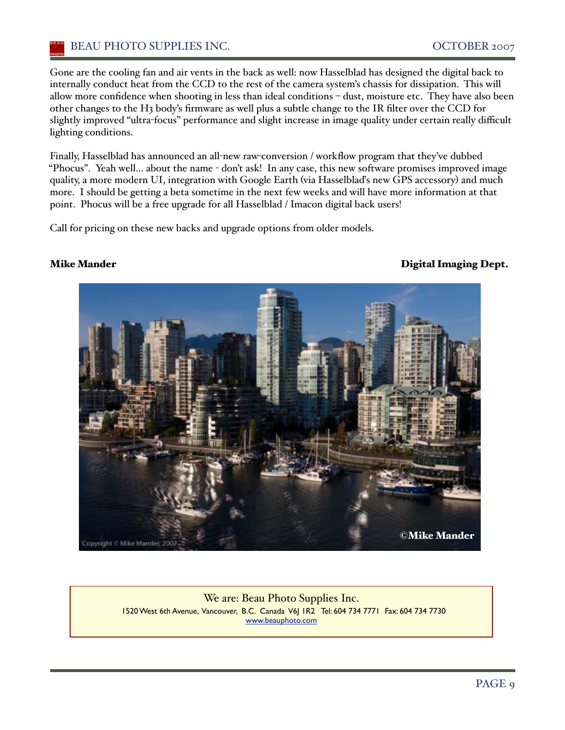Gone are the cooling fan and air vents in the back as well: now Hasselblad has designed the digital back to internally conduct heat from the CCD to the rest of the camera system's chassis for dissipation. This will allow more confidence when shooting in less than ideal conditions – dust, moisture etc. They have also been other changes to the H3 body's firmware as well plus a subtle change to the IR filter over the CCD for slightly improved "ultra-focus" performance and slight increase in image quality under certain really difficult lighting conditions.

Finally, Hasselblad has announced an all-new raw-conversion / workflow program that they've dubbed "Phocus". Yeah well... about the name - don't ask! In any case, this new software promises improved image quality, a more modern UI, integration with Google Earth (via Hasselblad's new GPS accessory) and much more. I should be getting a beta sometime in the next few weeks and will have more information at that point. Phocus will be a free upgrade for all Hasselblad / Imacon digital back users!

Call for pricing on these new backs and upgrade options from older models.

**Mike Mander** **Digital Imaging Dept.**

©Mike Mander

We are: Beau Photo Supplies Inc.
1520 West 6th Avenue, Vancouver, B.C. Canada V6J 1R2 Tel: 604 734 7771 Fax: 604 734 7730
www.beauphoto.com